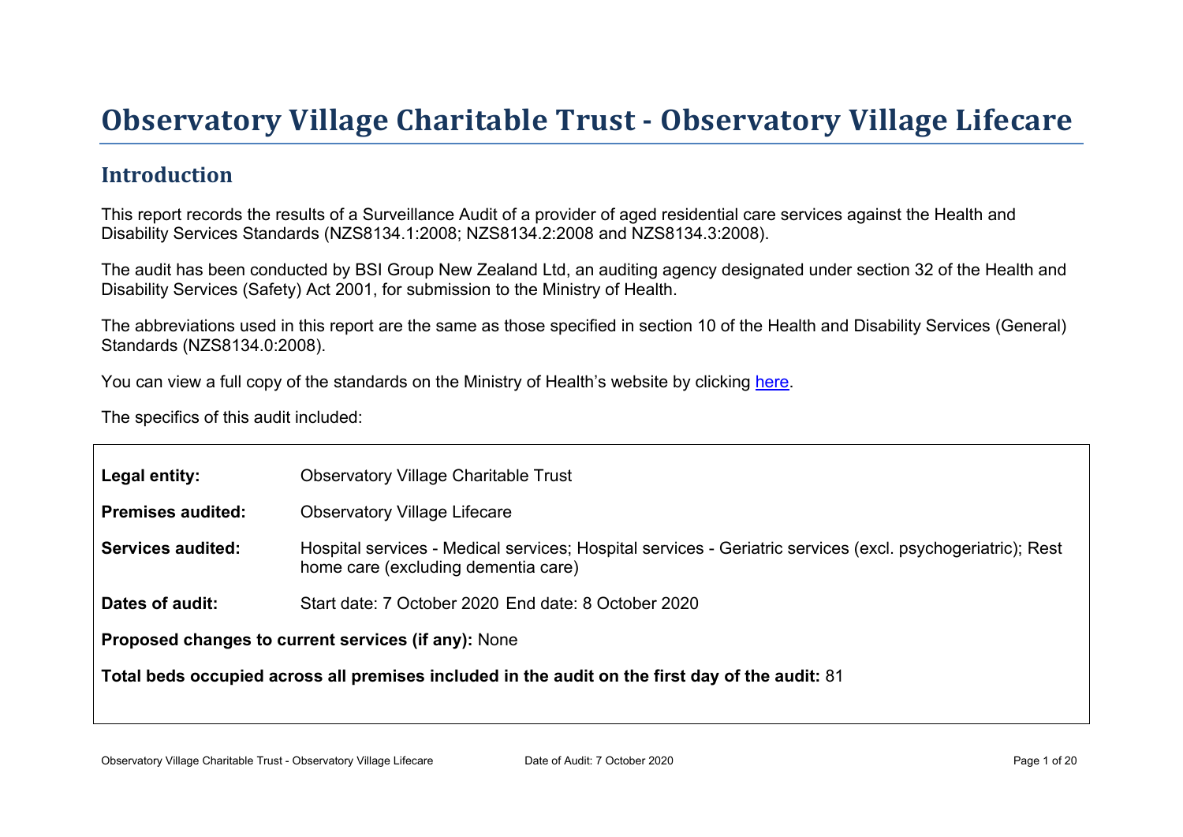# Observatory Village Charitable Trust - Observatory Village Lifecare

## Introduction

This report records the results of a Surveillance Audit of a provider of aged residential care services against the Health and Disability Services Standards (NZS8134.1:2008; NZS8134.2:2008 and NZS8134.3:2008).

The audit has been conducted by BSI Group New Zealand Ltd, an auditing agency designated under section 32 of the Health and Disability Services (Safety) Act 2001, for submission to the Ministry of Health.

The abbreviations used in this report are the same as those specified in section 10 of the Health and Disability Services (General) Standards (NZS8134.0:2008).

You can view a full copy of the standards on the Ministry of Health's website by clicking here.

The specifics of this audit included:

**Legal entity:** Observatory Village Charitable Trust

**Premises audited:** Observatory Village Lifecare

**Services audited:** Hospital services - Medical services; Hospital services - Geriatric services (excl. psychogeriatric); Rest home care (excluding dementia care)

**Dates of audit:** Start date: 7 October 2020 End date: 8 October 2020

**Proposed changes to current services (if any):** None

**Total beds occupied across all premises included in the audit on the first day of the audit:** 81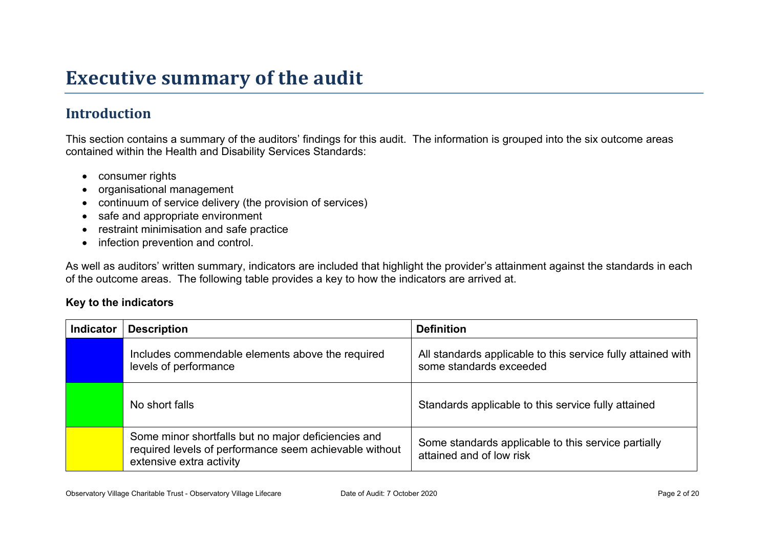# Executive summary of the audit

## Introduction

This section contains a summary of the auditors' findings for this audit. The information is grouped into the six outcome areas contained within the Health and Disability Services Standards:

- consumer rights
- organisational management
- continuum of service delivery (the provision of services)
- safe and appropriate environment
- restraint minimisation and safe practice
- infection prevention and control.

As well as auditors' written summary, indicators are included that highlight the provider's attainment against the standards in each of the outcome areas. The following table provides a key to how the indicators are arrived at.

**Key to the indicators**

| Indicator | Description | Definition |
|---|---|---|
| (Blue) | Includes commendable elements above the required levels of performance | All standards applicable to this service fully attained with some standards exceeded |
| (Green) | No short falls | Standards applicable to this service fully attained |
| (Yellow) | Some minor shortfalls but no major deficiencies and required levels of performance seem achievable without extensive extra activity | Some standards applicable to this service partially attained and of low risk |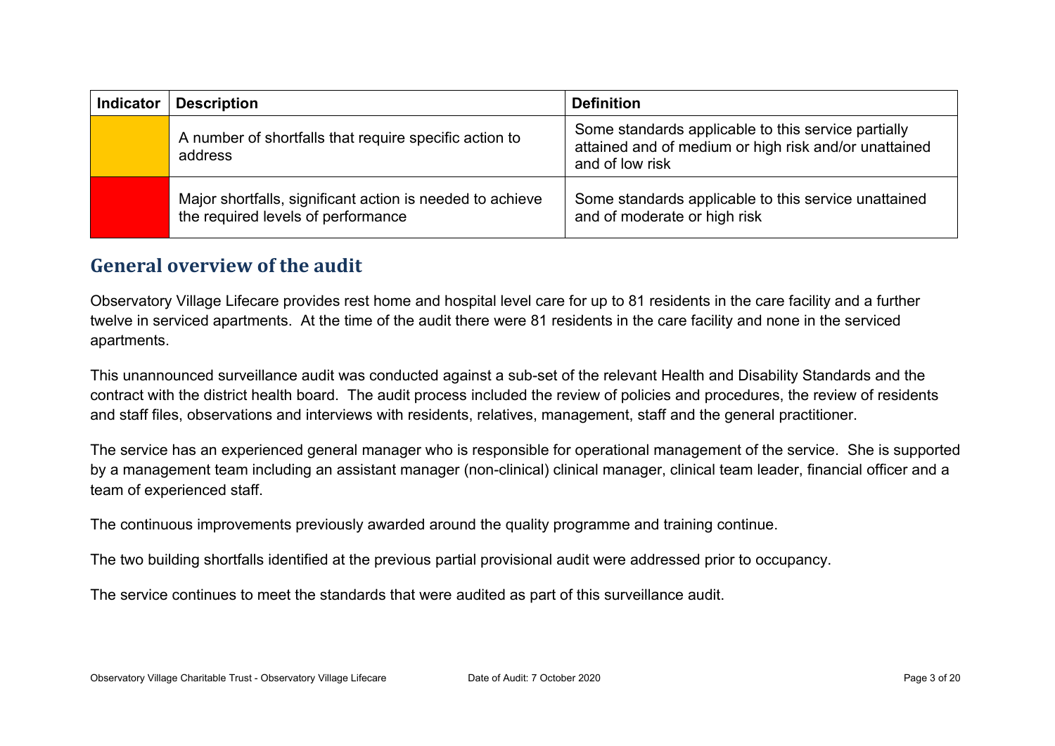| Indicator | Description | Definition |
| --- | --- | --- |
| | A number of shortfalls that require specific action to address | Some standards applicable to this service partially attained and of medium or high risk and/or unattained and of low risk |
| | Major shortfalls, significant action is needed to achieve the required levels of performance | Some standards applicable to this service unattained and of moderate or high risk |

## General overview of the audit

Observatory Village Lifecare provides rest home and hospital level care for up to 81 residents in the care facility and a further twelve in serviced apartments. At the time of the audit there were 81 residents in the care facility and none in the serviced apartments.

This unannounced surveillance audit was conducted against a sub-set of the relevant Health and Disability Standards and the contract with the district health board. The audit process included the review of policies and procedures, the review of residents and staff files, observations and interviews with residents, relatives, management, staff and the general practitioner.

The service has an experienced general manager who is responsible for operational management of the service. She is supported by a management team including an assistant manager (non-clinical) clinical manager, clinical team leader, financial officer and a team of experienced staff.

The continuous improvements previously awarded around the quality programme and training continue.

The two building shortfalls identified at the previous partial provisional audit were addressed prior to occupancy.

The service continues to meet the standards that were audited as part of this surveillance audit.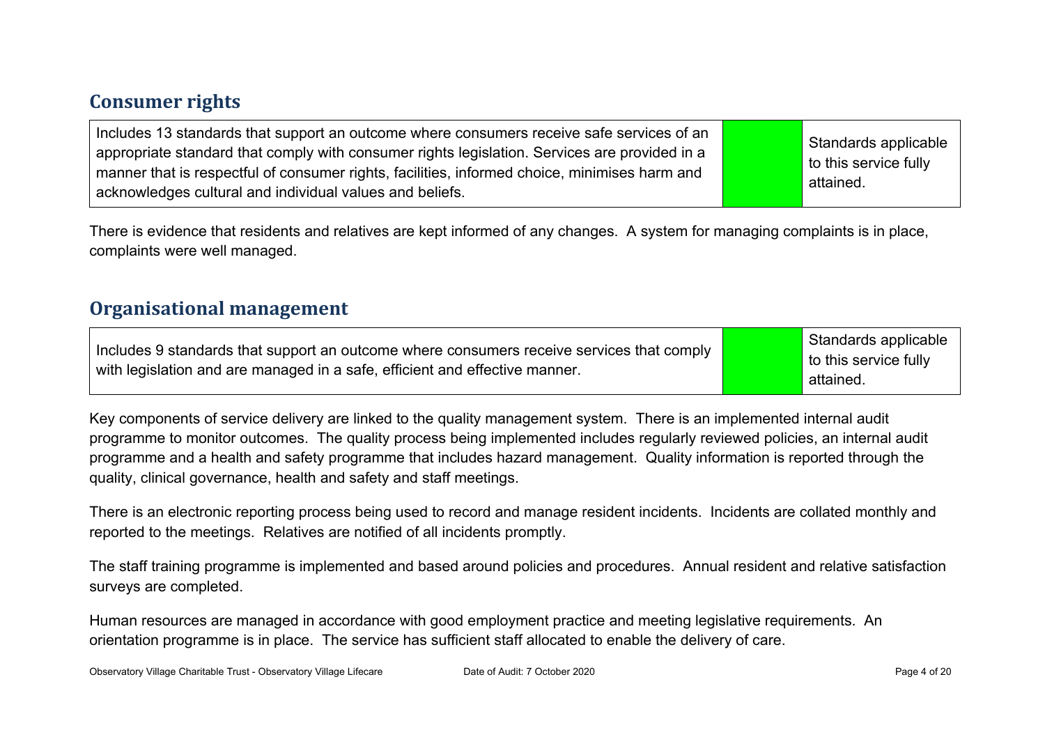## Consumer rights

| Includes 13 standards that support an outcome where consumers receive safe services of an appropriate standard that comply with consumer rights legislation. Services are provided in a manner that is respectful of consumer rights, facilities, informed choice, minimises harm and acknowledges cultural and individual values and beliefs. | | Standards applicable to this service fully attained. |
|---|---|---|

There is evidence that residents and relatives are kept informed of any changes. A system for managing complaints is in place, complaints were well managed.

## Organisational management

| Includes 9 standards that support an outcome where consumers receive services that comply with legislation and are managed in a safe, efficient and effective manner. | | Standards applicable to this service fully attained. |
|---|---|---|

Key components of service delivery are linked to the quality management system. There is an implemented internal audit programme to monitor outcomes. The quality process being implemented includes regularly reviewed policies, an internal audit programme and a health and safety programme that includes hazard management. Quality information is reported through the quality, clinical governance, health and safety and staff meetings.

There is an electronic reporting process being used to record and manage resident incidents. Incidents are collated monthly and reported to the meetings. Relatives are notified of all incidents promptly.

The staff training programme is implemented and based around policies and procedures. Annual resident and relative satisfaction surveys are completed.

Human resources are managed in accordance with good employment practice and meeting legislative requirements. An orientation programme is in place. The service has sufficient staff allocated to enable the delivery of care.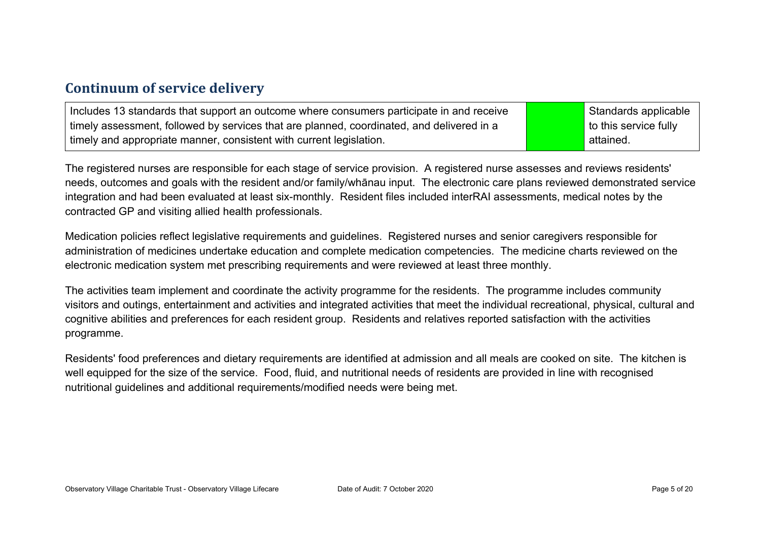## Continuum of service delivery

| Includes 13 standards that support an outcome where consumers participate in and receive timely assessment, followed by services that are planned, coordinated, and delivered in a timely and appropriate manner, consistent with current legislation. | | Standards applicable to this service fully attained. |
|---|---|---|

The registered nurses are responsible for each stage of service provision. A registered nurse assesses and reviews residents' needs, outcomes and goals with the resident and/or family/whānau input. The electronic care plans reviewed demonstrated service integration and had been evaluated at least six-monthly. Resident files included interRAI assessments, medical notes by the contracted GP and visiting allied health professionals.

Medication policies reflect legislative requirements and guidelines. Registered nurses and senior caregivers responsible for administration of medicines undertake education and complete medication competencies. The medicine charts reviewed on the electronic medication system met prescribing requirements and were reviewed at least three monthly.

The activities team implement and coordinate the activity programme for the residents. The programme includes community visitors and outings, entertainment and activities and integrated activities that meet the individual recreational, physical, cultural and cognitive abilities and preferences for each resident group. Residents and relatives reported satisfaction with the activities programme.

Residents' food preferences and dietary requirements are identified at admission and all meals are cooked on site. The kitchen is well equipped for the size of the service. Food, fluid, and nutritional needs of residents are provided in line with recognised nutritional guidelines and additional requirements/modified needs were being met.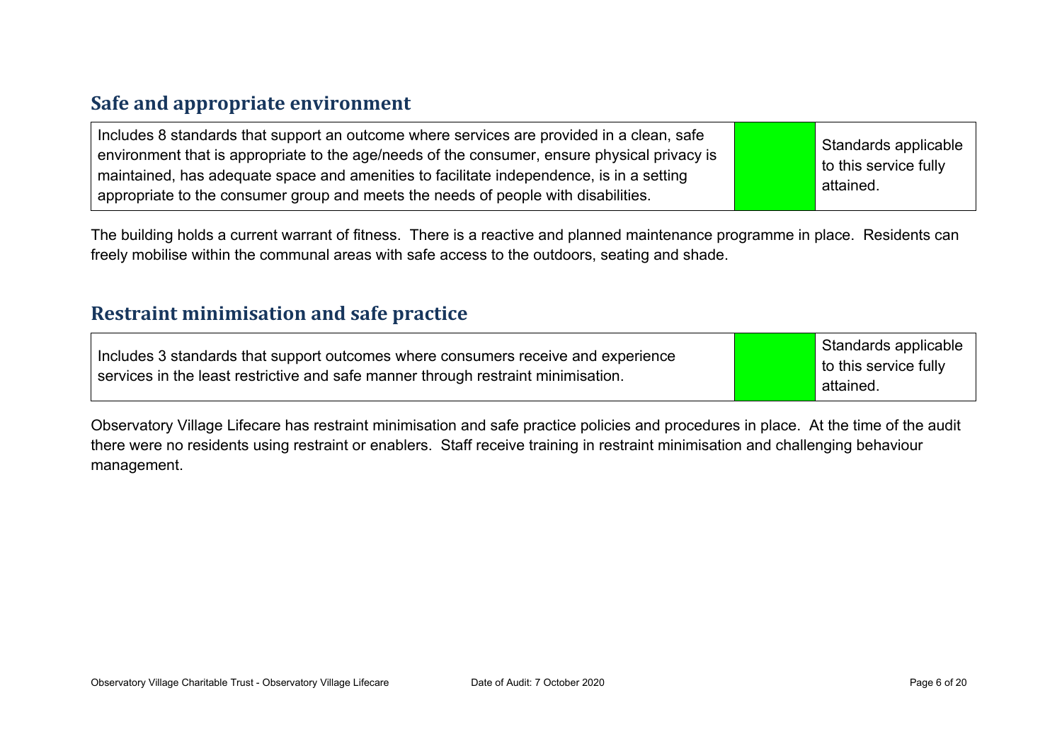## Safe and appropriate environment

| Includes 8 standards that support an outcome where services are provided in a clean, safe environment that is appropriate to the age/needs of the consumer, ensure physical privacy is maintained, has adequate space and amenities to facilitate independence, is in a setting appropriate to the consumer group and meets the needs of people with disabilities. | | Standards applicable to this service fully attained. |
|---|---|---|

The building holds a current warrant of fitness. There is a reactive and planned maintenance programme in place. Residents can freely mobilise within the communal areas with safe access to the outdoors, seating and shade.

## Restraint minimisation and safe practice

| Includes 3 standards that support outcomes where consumers receive and experience services in the least restrictive and safe manner through restraint minimisation. | | Standards applicable to this service fully attained. |
|---|---|---|

Observatory Village Lifecare has restraint minimisation and safe practice policies and procedures in place. At the time of the audit there were no residents using restraint or enablers. Staff receive training in restraint minimisation and challenging behaviour management.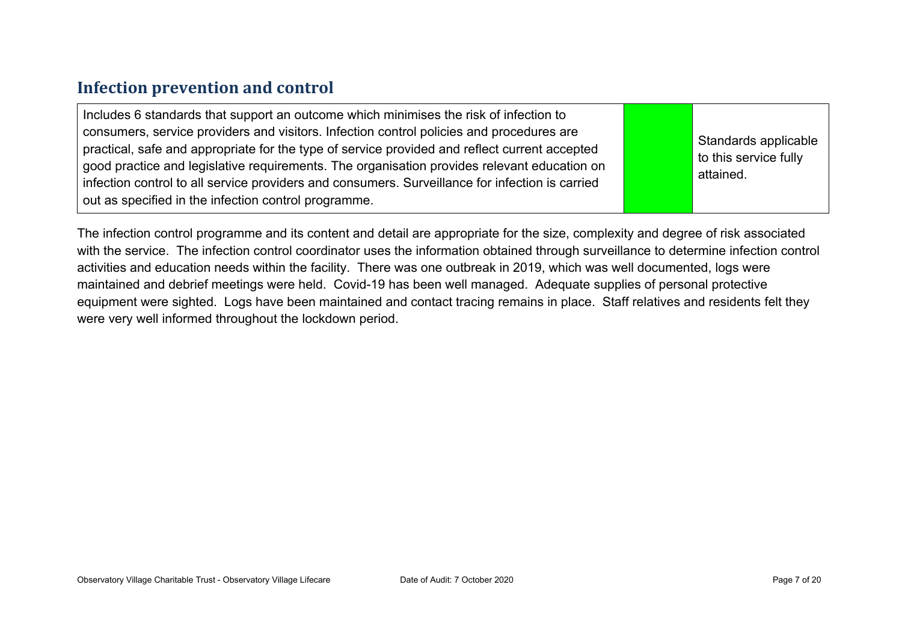## Infection prevention and control

| Includes 6 standards that support an outcome which minimises the risk of infection to consumers, service providers and visitors. Infection control policies and procedures are practical, safe and appropriate for the type of service provided and reflect current accepted good practice and legislative requirements. The organisation provides relevant education on infection control to all service providers and consumers. Surveillance for infection is carried out as specified in the infection control programme. | | Standards applicable to this service fully attained. |
|---|---|---|

The infection control programme and its content and detail are appropriate for the size, complexity and degree of risk associated with the service. The infection control coordinator uses the information obtained through surveillance to determine infection control activities and education needs within the facility. There was one outbreak in 2019, which was well documented, logs were maintained and debrief meetings were held. Covid-19 has been well managed. Adequate supplies of personal protective equipment were sighted. Logs have been maintained and contact tracing remains in place. Staff relatives and residents felt they were very well informed throughout the lockdown period.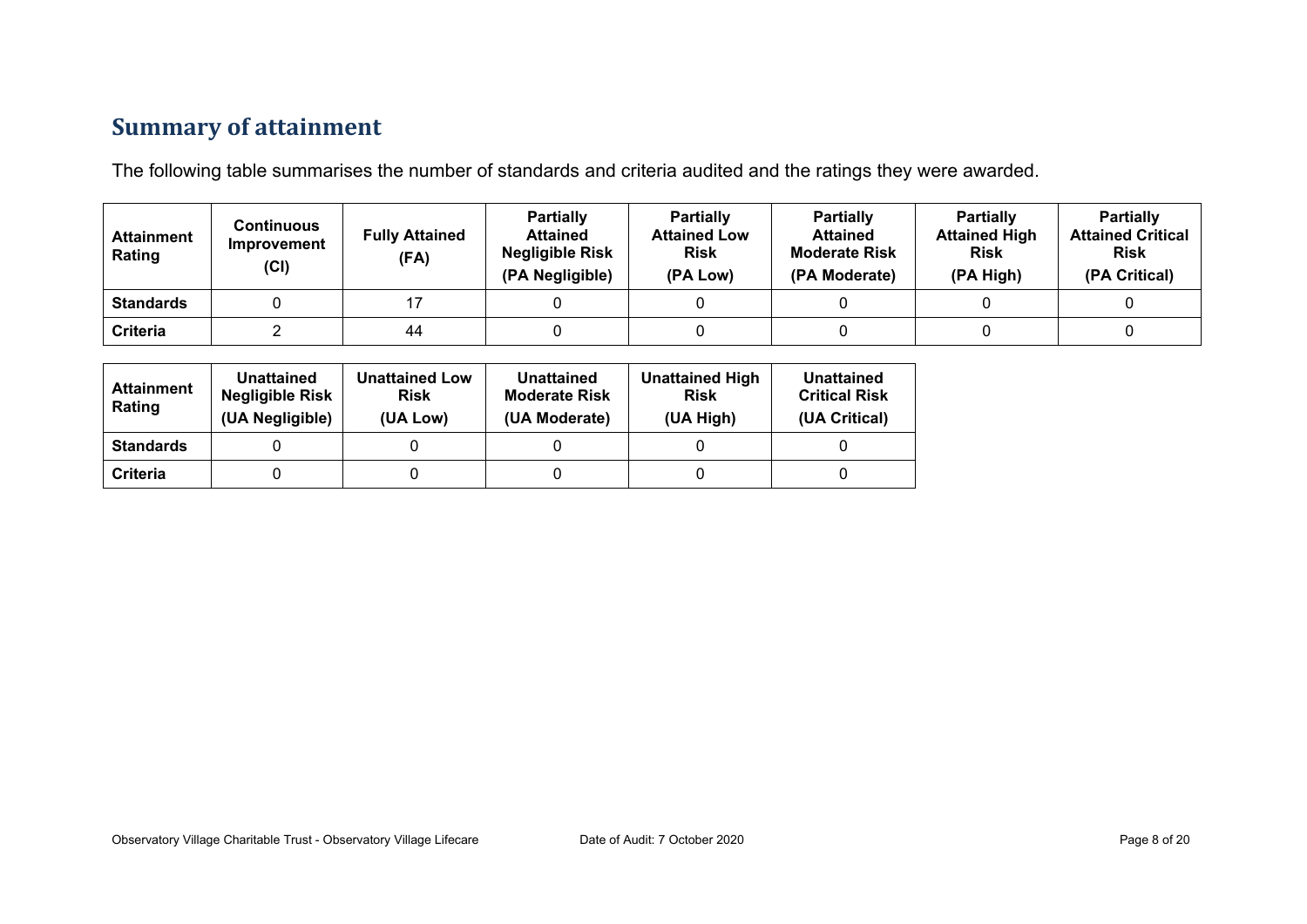## Summary of attainment

The following table summarises the number of standards and criteria audited and the ratings they were awarded.

| Attainment Rating | Continuous Improvement (CI) | Fully Attained (FA) | Partially Attained Negligible Risk (PA Negligible) | Partially Attained Low Risk (PA Low) | Partially Attained Moderate Risk (PA Moderate) | Partially Attained High Risk (PA High) | Partially Attained Critical Risk (PA Critical) |
|---|---|---|---|---|---|---|---|
| **Standards** | 0 | 17 | 0 | 0 | 0 | 0 | 0 |
| **Criteria** | 2 | 44 | 0 | 0 | 0 | 0 | 0 |

| Attainment Rating | Unattained Negligible Risk (UA Negligible) | Unattained Low Risk (UA Low) | Unattained Moderate Risk (UA Moderate) | Unattained High Risk (UA High) | Unattained Critical Risk (UA Critical) |
|---|---|---|---|---|---|
| **Standards** | 0 | 0 | 0 | 0 | 0 |
| **Criteria** | 0 | 0 | 0 | 0 | 0 |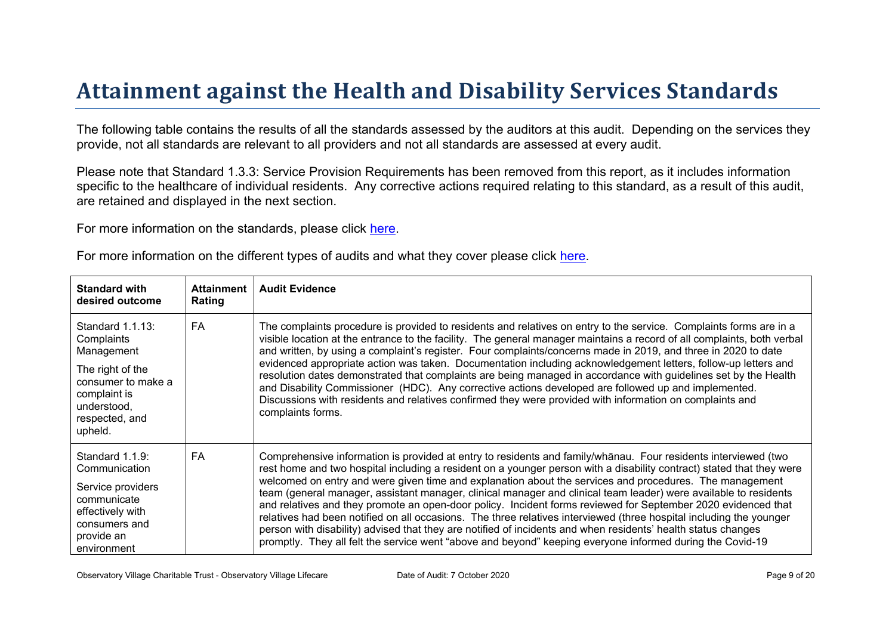# Attainment against the Health and Disability Services Standards

The following table contains the results of all the standards assessed by the auditors at this audit. Depending on the services they provide, not all standards are relevant to all providers and not all standards are assessed at every audit.

Please note that Standard 1.3.3: Service Provision Requirements has been removed from this report, as it includes information specific to the healthcare of individual residents. Any corrective actions required relating to this standard, as a result of this audit, are retained and displayed in the next section.

For more information on the standards, please click here.

For more information on the different types of audits and what they cover please click here.

| Standard with desired outcome | Attainment Rating | Audit Evidence |
|---|---|---|
| Standard 1.1.13: Complaints Management<br><br>The right of the consumer to make a complaint is understood, respected, and upheld. | FA | The complaints procedure is provided to residents and relatives on entry to the service. Complaints forms are in a visible location at the entrance to the facility. The general manager maintains a record of all complaints, both verbal and written, by using a complaint's register. Four complaints/concerns made in 2019, and three in 2020 to date evidenced appropriate action was taken. Documentation including acknowledgement letters, follow-up letters and resolution dates demonstrated that complaints are being managed in accordance with guidelines set by the Health and Disability Commissioner (HDC). Any corrective actions developed are followed up and implemented. Discussions with residents and relatives confirmed they were provided with information on complaints and complaints forms. |
| Standard 1.1.9: Communication<br><br>Service providers communicate effectively with consumers and provide an environment | FA | Comprehensive information is provided at entry to residents and family/whānau. Four residents interviewed (two rest home and two hospital including a resident on a younger person with a disability contract) stated that they were welcomed on entry and were given time and explanation about the services and procedures. The management team (general manager, assistant manager, clinical manager and clinical team leader) were available to residents and relatives and they promote an open-door policy. Incident forms reviewed for September 2020 evidenced that relatives had been notified on all occasions. The three relatives interviewed (three hospital including the younger person with disability) advised that they are notified of incidents and when residents' health status changes promptly. They all felt the service went "above and beyond" keeping everyone informed during the Covid-19 |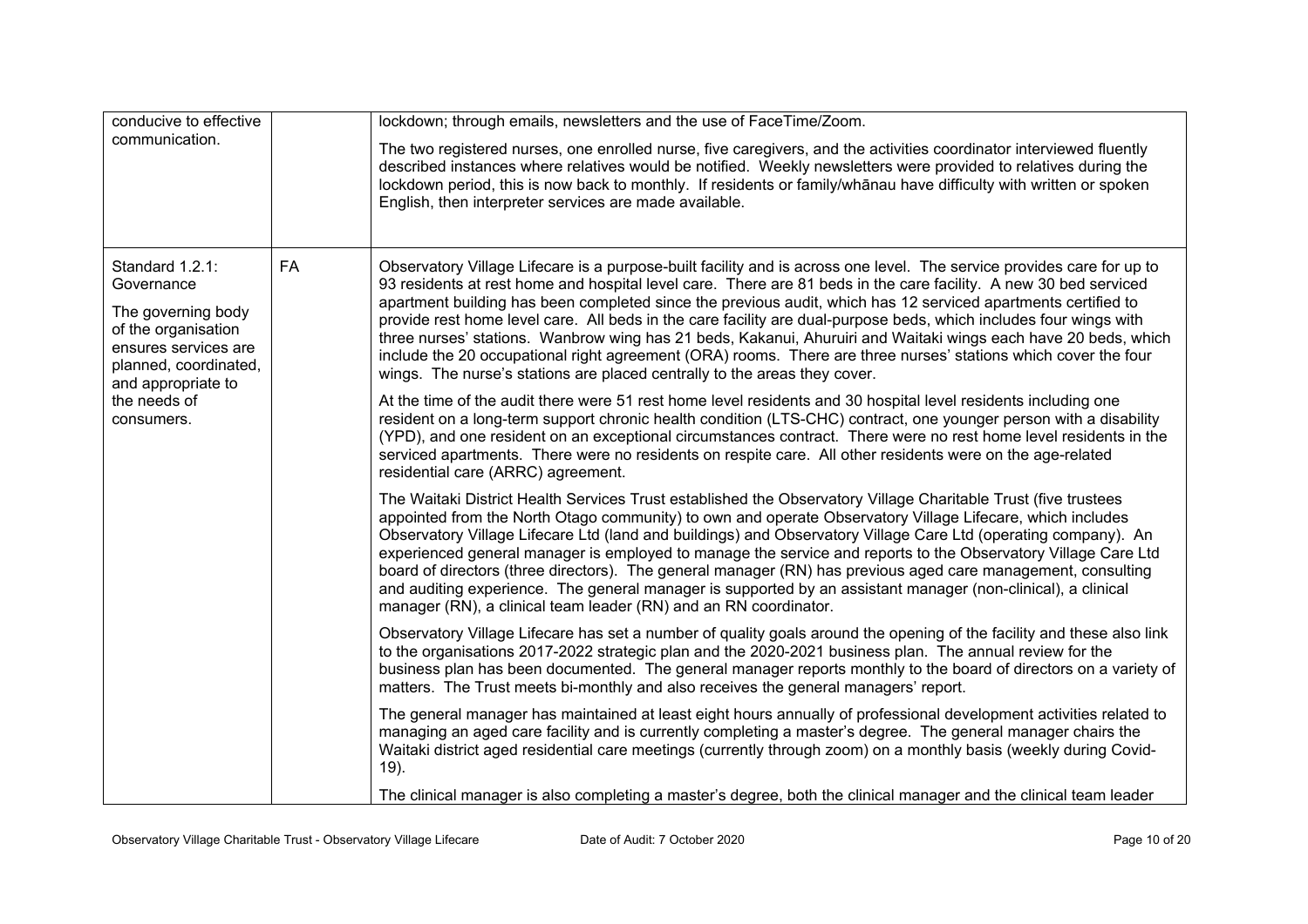| | | |
|---|---|---|
| conducive to effective communication. | | lockdown; through emails, newsletters and the use of FaceTime/Zoom.<br><br>The two registered nurses, one enrolled nurse, five caregivers, and the activities coordinator interviewed fluently described instances where relatives would be notified. Weekly newsletters were provided to relatives during the lockdown period, this is now back to monthly. If residents or family/whānau have difficulty with written or spoken English, then interpreter services are made available. |
| Standard 1.2.1: Governance<br><br>The governing body of the organisation ensures services are planned, coordinated, and appropriate to the needs of consumers. | FA | Observatory Village Lifecare is a purpose-built facility and is across one level. The service provides care for up to 93 residents at rest home and hospital level care. There are 81 beds in the care facility. A new 30 bed serviced apartment building has been completed since the previous audit, which has 12 serviced apartments certified to provide rest home level care. All beds in the care facility are dual-purpose beds, which includes four wings with three nurses' stations. Wanbrow wing has 21 beds, Kakanui, Ahuruiri and Waitaki wings each have 20 beds, which include the 20 occupational right agreement (ORA) rooms. There are three nurses' stations which cover the four wings. The nurse's stations are placed centrally to the areas they cover.<br><br>At the time of the audit there were 51 rest home level residents and 30 hospital level residents including one resident on a long-term support chronic health condition (LTS-CHC) contract, one younger person with a disability (YPD), and one resident on an exceptional circumstances contract. There were no rest home level residents in the serviced apartments. There were no residents on respite care. All other residents were on the age-related residential care (ARRC) agreement.<br><br>The Waitaki District Health Services Trust established the Observatory Village Charitable Trust (five trustees appointed from the North Otago community) to own and operate Observatory Village Lifecare, which includes Observatory Village Lifecare Ltd (land and buildings) and Observatory Village Care Ltd (operating company). An experienced general manager is employed to manage the service and reports to the Observatory Village Care Ltd board of directors (three directors). The general manager (RN) has previous aged care management, consulting and auditing experience. The general manager is supported by an assistant manager (non-clinical), a clinical manager (RN), a clinical team leader (RN) and an RN coordinator.<br><br>Observatory Village Lifecare has set a number of quality goals around the opening of the facility and these also link to the organisations 2017-2022 strategic plan and the 2020-2021 business plan. The annual review for the business plan has been documented. The general manager reports monthly to the board of directors on a variety of matters. The Trust meets bi-monthly and also receives the general managers' report.<br><br>The general manager has maintained at least eight hours annually of professional development activities related to managing an aged care facility and is currently completing a master's degree. The general manager chairs the Waitaki district aged residential care meetings (currently through zoom) on a monthly basis (weekly during Covid-19).<br><br>The clinical manager is also completing a master's degree, both the clinical manager and the clinical team leader |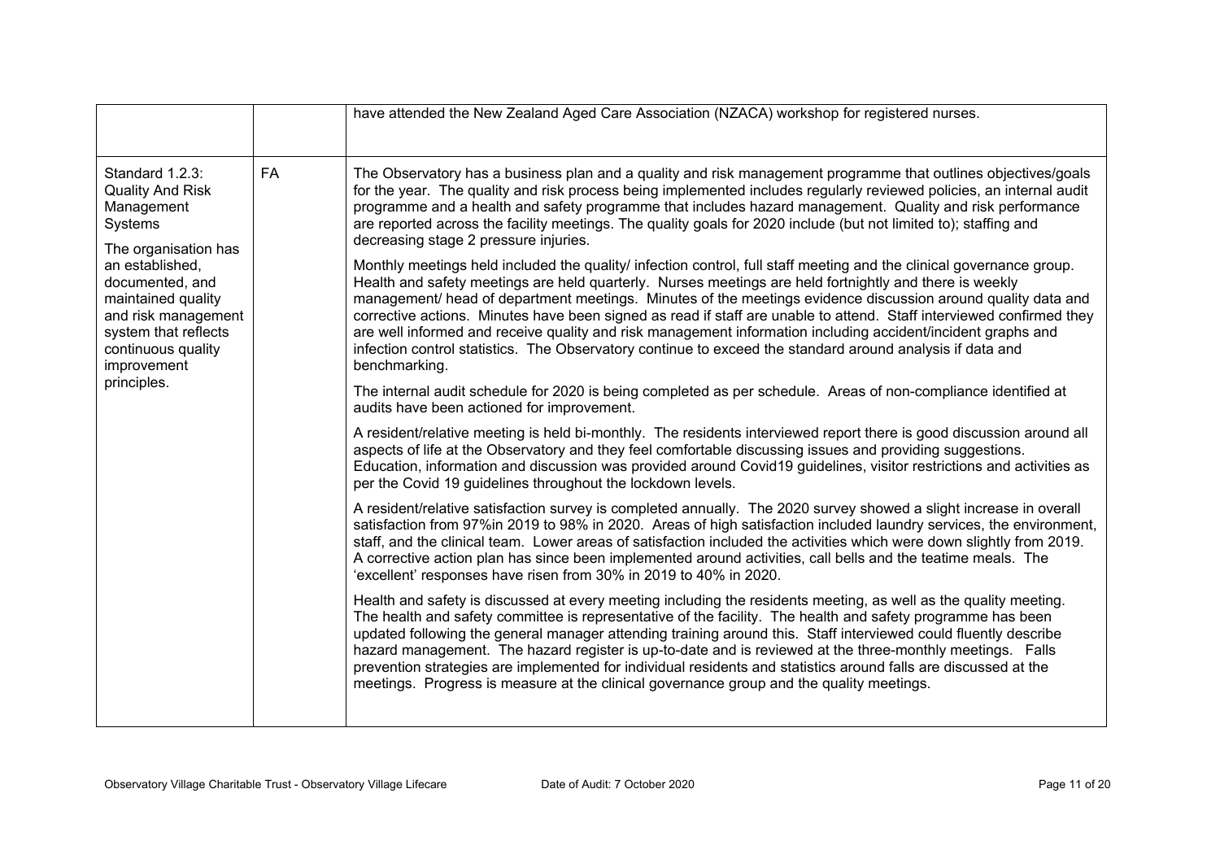| | | |
|---|---|---|
| | | have attended the New Zealand Aged Care Association (NZACA) workshop for registered nurses. |
| Standard 1.2.3: Quality And Risk Management Systems<br><br>The organisation has an established, documented, and maintained quality and risk management system that reflects continuous quality improvement principles. | FA | The Observatory has a business plan and a quality and risk management programme that outlines objectives/goals for the year. The quality and risk process being implemented includes regularly reviewed policies, an internal audit programme and a health and safety programme that includes hazard management. Quality and risk performance are reported across the facility meetings. The quality goals for 2020 include (but not limited to); staffing and decreasing stage 2 pressure injuries.<br><br>Monthly meetings held included the quality/ infection control, full staff meeting and the clinical governance group. Health and safety meetings are held quarterly. Nurses meetings are held fortnightly and there is weekly management/ head of department meetings. Minutes of the meetings evidence discussion around quality data and corrective actions. Minutes have been signed as read if staff are unable to attend. Staff interviewed confirmed they are well informed and receive quality and risk management information including accident/incident graphs and infection control statistics. The Observatory continue to exceed the standard around analysis if data and benchmarking.<br><br>The internal audit schedule for 2020 is being completed as per schedule. Areas of non-compliance identified at audits have been actioned for improvement.<br><br>A resident/relative meeting is held bi-monthly. The residents interviewed report there is good discussion around all aspects of life at the Observatory and they feel comfortable discussing issues and providing suggestions. Education, information and discussion was provided around Covid19 guidelines, visitor restrictions and activities as per the Covid 19 guidelines throughout the lockdown levels.<br><br>A resident/relative satisfaction survey is completed annually. The 2020 survey showed a slight increase in overall satisfaction from 97%in 2019 to 98% in 2020. Areas of high satisfaction included laundry services, the environment, staff, and the clinical team. Lower areas of satisfaction included the activities which were down slightly from 2019. A corrective action plan has since been implemented around activities, call bells and the teatime meals. The 'excellent' responses have risen from 30% in 2019 to 40% in 2020.<br><br>Health and safety is discussed at every meeting including the residents meeting, as well as the quality meeting. The health and safety committee is representative of the facility. The health and safety programme has been updated following the general manager attending training around this. Staff interviewed could fluently describe hazard management. The hazard register is up-to-date and is reviewed at the three-monthly meetings. Falls prevention strategies are implemented for individual residents and statistics around falls are discussed at the meetings. Progress is measure at the clinical governance group and the quality meetings. |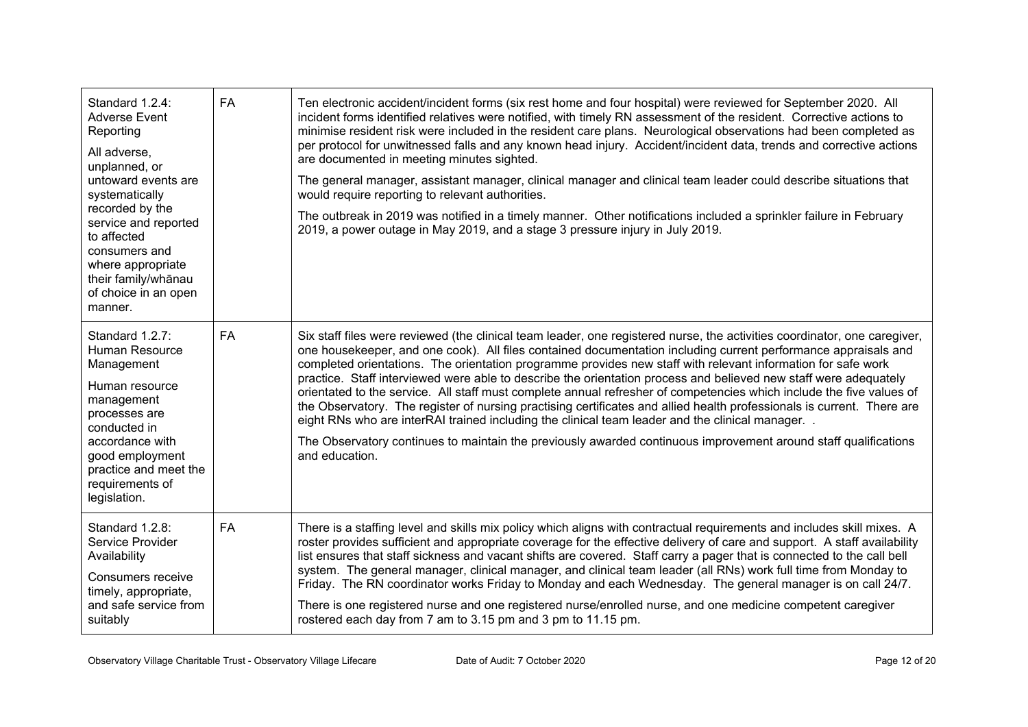| | | |
|---|---|---|
| Standard 1.2.4: Adverse Event Reporting<br><br>All adverse, unplanned, or untoward events are systematically recorded by the service and reported to affected consumers and where appropriate their family/whānau of choice in an open manner. | FA | Ten electronic accident/incident forms (six rest home and four hospital) were reviewed for September 2020. All incident forms identified relatives were notified, with timely RN assessment of the resident. Corrective actions to minimise resident risk were included in the resident care plans. Neurological observations had been completed as per protocol for unwitnessed falls and any known head injury. Accident/incident data, trends and corrective actions are documented in meeting minutes sighted.<br><br>The general manager, assistant manager, clinical manager and clinical team leader could describe situations that would require reporting to relevant authorities.<br><br>The outbreak in 2019 was notified in a timely manner. Other notifications included a sprinkler failure in February 2019, a power outage in May 2019, and a stage 3 pressure injury in July 2019. |
| Standard 1.2.7: Human Resource Management<br><br>Human resource management processes are conducted in accordance with good employment practice and meet the requirements of legislation. | FA | Six staff files were reviewed (the clinical team leader, one registered nurse, the activities coordinator, one caregiver, one housekeeper, and one cook). All files contained documentation including current performance appraisals and completed orientations. The orientation programme provides new staff with relevant information for safe work practice. Staff interviewed were able to describe the orientation process and believed new staff were adequately orientated to the service. All staff must complete annual refresher of competencies which include the five values of the Observatory. The register of nursing practising certificates and allied health professionals is current. There are eight RNs who are interRAI trained including the clinical team leader and the clinical manager. .<br><br>The Observatory continues to maintain the previously awarded continuous improvement around staff qualifications and education. |
| Standard 1.2.8: Service Provider Availability<br><br>Consumers receive timely, appropriate, and safe service from suitably | FA | There is a staffing level and skills mix policy which aligns with contractual requirements and includes skill mixes. A roster provides sufficient and appropriate coverage for the effective delivery of care and support. A staff availability list ensures that staff sickness and vacant shifts are covered. Staff carry a pager that is connected to the call bell system. The general manager, clinical manager, and clinical team leader (all RNs) work full time from Monday to Friday. The RN coordinator works Friday to Monday and each Wednesday. The general manager is on call 24/7.<br><br>There is one registered nurse and one registered nurse/enrolled nurse, and one medicine competent caregiver rostered each day from 7 am to 3.15 pm and 3 pm to 11.15 pm. |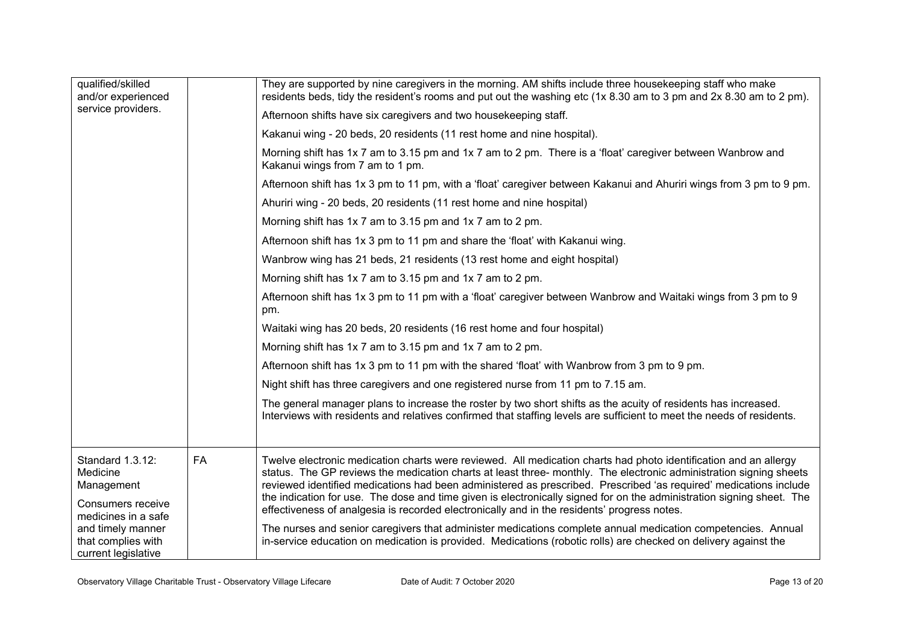| | | |
|---|---|---|
| qualified/skilled and/or experienced service providers. | | They are supported by nine caregivers in the morning. AM shifts include three housekeeping staff who make residents beds, tidy the resident's rooms and put out the washing etc (1x 8.30 am to 3 pm and 2x 8.30 am to 2 pm).<br><br>Afternoon shifts have six caregivers and two housekeeping staff.<br><br>Kakanui wing - 20 beds, 20 residents (11 rest home and nine hospital).<br><br>Morning shift has 1x 7 am to 3.15 pm and 1x 7 am to 2 pm. There is a 'float' caregiver between Wanbrow and Kakanui wings from 7 am to 1 pm.<br><br>Afternoon shift has 1x 3 pm to 11 pm, with a 'float' caregiver between Kakanui and Ahuriri wings from 3 pm to 9 pm.<br><br>Ahuriri wing - 20 beds, 20 residents (11 rest home and nine hospital)<br><br>Morning shift has 1x 7 am to 3.15 pm and 1x 7 am to 2 pm.<br><br>Afternoon shift has 1x 3 pm to 11 pm and share the 'float' with Kakanui wing.<br><br>Wanbrow wing has 21 beds, 21 residents (13 rest home and eight hospital)<br><br>Morning shift has 1x 7 am to 3.15 pm and 1x 7 am to 2 pm.<br><br>Afternoon shift has 1x 3 pm to 11 pm with a 'float' caregiver between Wanbrow and Waitaki wings from 3 pm to 9 pm.<br><br>Waitaki wing has 20 beds, 20 residents (16 rest home and four hospital)<br><br>Morning shift has 1x 7 am to 3.15 pm and 1x 7 am to 2 pm.<br><br>Afternoon shift has 1x 3 pm to 11 pm with the shared 'float' with Wanbrow from 3 pm to 9 pm.<br><br>Night shift has three caregivers and one registered nurse from 11 pm to 7.15 am.<br><br>The general manager plans to increase the roster by two short shifts as the acuity of residents has increased. Interviews with residents and relatives confirmed that staffing levels are sufficient to meet the needs of residents. |
| Standard 1.3.12: Medicine Management<br><br>Consumers receive medicines in a safe and timely manner that complies with current legislative | FA | Twelve electronic medication charts were reviewed. All medication charts had photo identification and an allergy status. The GP reviews the medication charts at least three- monthly. The electronic administration signing sheets reviewed identified medications had been administered as prescribed. Prescribed 'as required' medications include the indication for use. The dose and time given is electronically signed for on the administration signing sheet. The effectiveness of analgesia is recorded electronically and in the residents' progress notes.<br><br>The nurses and senior caregivers that administer medications complete annual medication competencies. Annual in-service education on medication is provided. Medications (robotic rolls) are checked on delivery against the |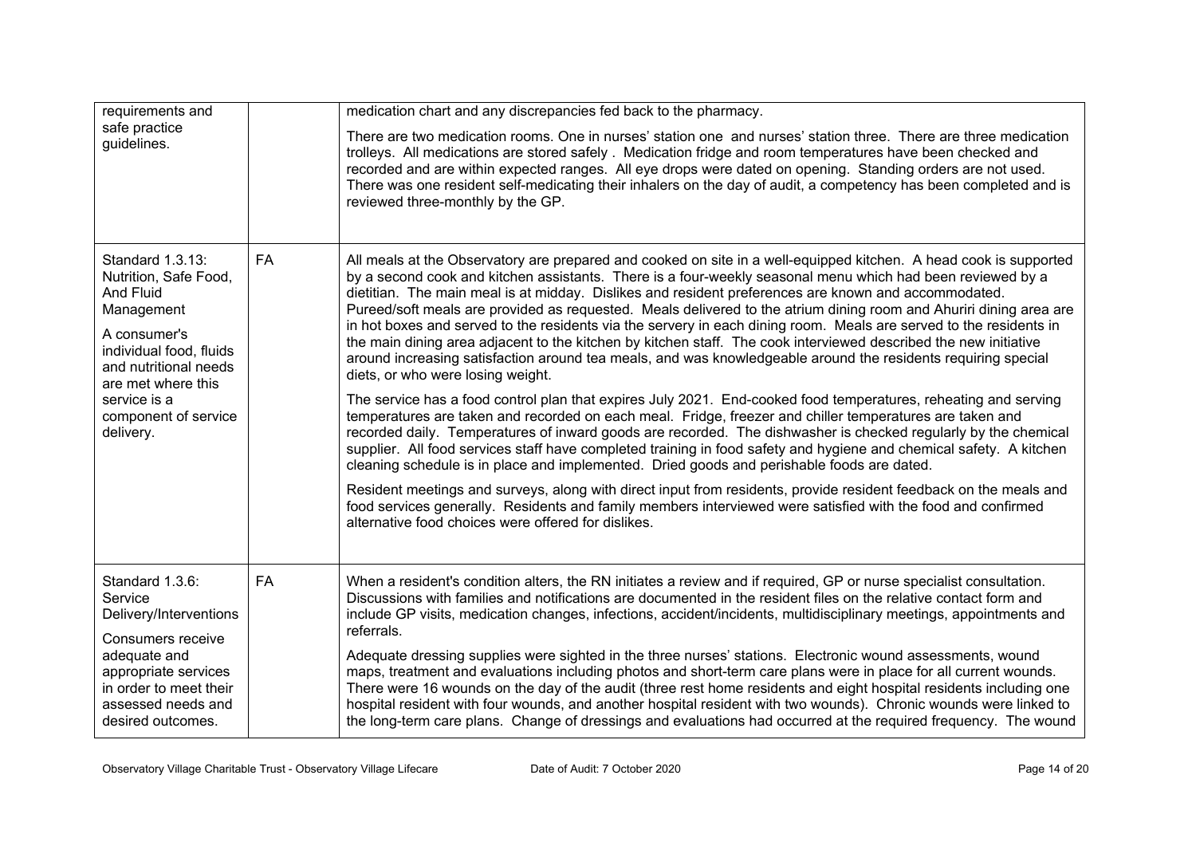| | | |
|---|---|---|
| requirements and safe practice guidelines. | | medication chart and any discrepancies fed back to the pharmacy.<br><br>There are two medication rooms. One in nurses' station one and nurses' station three. There are three medication trolleys. All medications are stored safely . Medication fridge and room temperatures have been checked and recorded and are within expected ranges. All eye drops were dated on opening. Standing orders are not used. There was one resident self-medicating their inhalers on the day of audit, a competency has been completed and is reviewed three-monthly by the GP. |
| Standard 1.3.13: Nutrition, Safe Food, And Fluid Management<br><br>A consumer's individual food, fluids and nutritional needs are met where this service is a component of service delivery. | FA | All meals at the Observatory are prepared and cooked on site in a well-equipped kitchen. A head cook is supported by a second cook and kitchen assistants. There is a four-weekly seasonal menu which had been reviewed by a dietitian. The main meal is at midday. Dislikes and resident preferences are known and accommodated. Pureed/soft meals are provided as requested. Meals delivered to the atrium dining room and Ahuriri dining area are in hot boxes and served to the residents via the servery in each dining room. Meals are served to the residents in the main dining area adjacent to the kitchen by kitchen staff. The cook interviewed described the new initiative around increasing satisfaction around tea meals, and was knowledgeable around the residents requiring special diets, or who were losing weight.<br><br>The service has a food control plan that expires July 2021. End-cooked food temperatures, reheating and serving temperatures are taken and recorded on each meal. Fridge, freezer and chiller temperatures are taken and recorded daily. Temperatures of inward goods are recorded. The dishwasher is checked regularly by the chemical supplier. All food services staff have completed training in food safety and hygiene and chemical safety. A kitchen cleaning schedule is in place and implemented. Dried goods and perishable foods are dated.<br><br>Resident meetings and surveys, along with direct input from residents, provide resident feedback on the meals and food services generally. Residents and family members interviewed were satisfied with the food and confirmed alternative food choices were offered for dislikes. |
| Standard 1.3.6: Service Delivery/Interventions<br><br>Consumers receive adequate and appropriate services in order to meet their assessed needs and desired outcomes. | FA | When a resident's condition alters, the RN initiates a review and if required, GP or nurse specialist consultation. Discussions with families and notifications are documented in the resident files on the relative contact form and include GP visits, medication changes, infections, accident/incidents, multidisciplinary meetings, appointments and referrals.<br><br>Adequate dressing supplies were sighted in the three nurses' stations. Electronic wound assessments, wound maps, treatment and evaluations including photos and short-term care plans were in place for all current wounds. There were 16 wounds on the day of the audit (three rest home residents and eight hospital residents including one hospital resident with four wounds, and another hospital resident with two wounds). Chronic wounds were linked to the long-term care plans. Change of dressings and evaluations had occurred at the required frequency. The wound |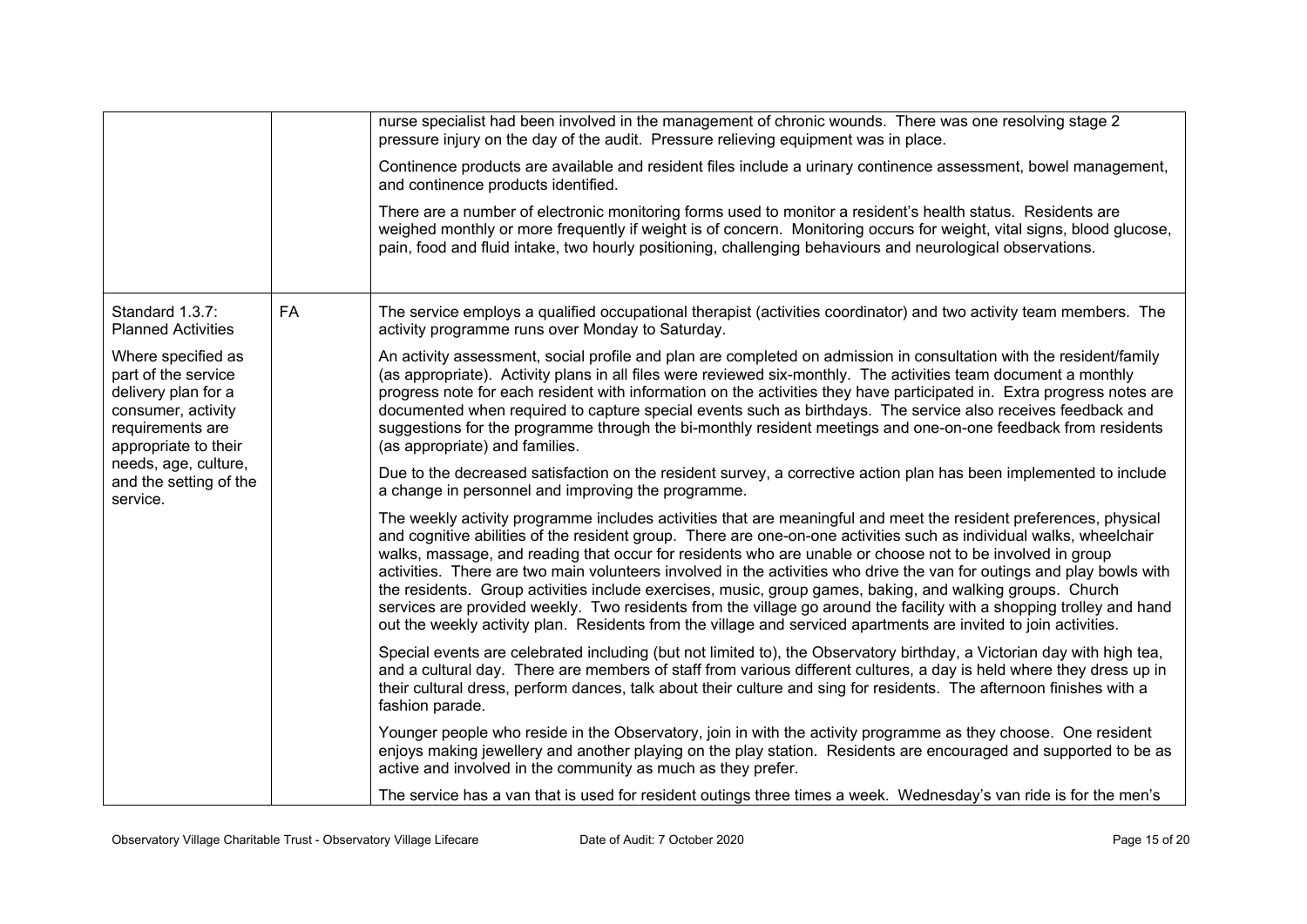| | | |
|---|---|---|
| | | nurse specialist had been involved in the management of chronic wounds. There was one resolving stage 2 pressure injury on the day of the audit. Pressure relieving equipment was in place.<br><br>Continence products are available and resident files include a urinary continence assessment, bowel management, and continence products identified.<br><br>There are a number of electronic monitoring forms used to monitor a resident's health status. Residents are weighed monthly or more frequently if weight is of concern. Monitoring occurs for weight, vital signs, blood glucose, pain, food and fluid intake, two hourly positioning, challenging behaviours and neurological observations. |
| Standard 1.3.7: Planned Activities<br><br>Where specified as part of the service delivery plan for a consumer, activity requirements are appropriate to their needs, age, culture, and the setting of the service. | FA | The service employs a qualified occupational therapist (activities coordinator) and two activity team members. The activity programme runs over Monday to Saturday.<br><br>An activity assessment, social profile and plan are completed on admission in consultation with the resident/family (as appropriate). Activity plans in all files were reviewed six-monthly. The activities team document a monthly progress note for each resident with information on the activities they have participated in. Extra progress notes are documented when required to capture special events such as birthdays. The service also receives feedback and suggestions for the programme through the bi-monthly resident meetings and one-on-one feedback from residents (as appropriate) and families.<br><br>Due to the decreased satisfaction on the resident survey, a corrective action plan has been implemented to include a change in personnel and improving the programme.<br><br>The weekly activity programme includes activities that are meaningful and meet the resident preferences, physical and cognitive abilities of the resident group. There are one-on-one activities such as individual walks, wheelchair walks, massage, and reading that occur for residents who are unable or choose not to be involved in group activities. There are two main volunteers involved in the activities who drive the van for outings and play bowls with the residents. Group activities include exercises, music, group games, baking, and walking groups. Church services are provided weekly. Two residents from the village go around the facility with a shopping trolley and hand out the weekly activity plan. Residents from the village and serviced apartments are invited to join activities.<br><br>Special events are celebrated including (but not limited to), the Observatory birthday, a Victorian day with high tea, and a cultural day. There are members of staff from various different cultures, a day is held where they dress up in their cultural dress, perform dances, talk about their culture and sing for residents. The afternoon finishes with a fashion parade.<br><br>Younger people who reside in the Observatory, join in with the activity programme as they choose. One resident enjoys making jewellery and another playing on the play station. Residents are encouraged and supported to be as active and involved in the community as much as they prefer.<br><br>The service has a van that is used for resident outings three times a week. Wednesday's van ride is for the men's |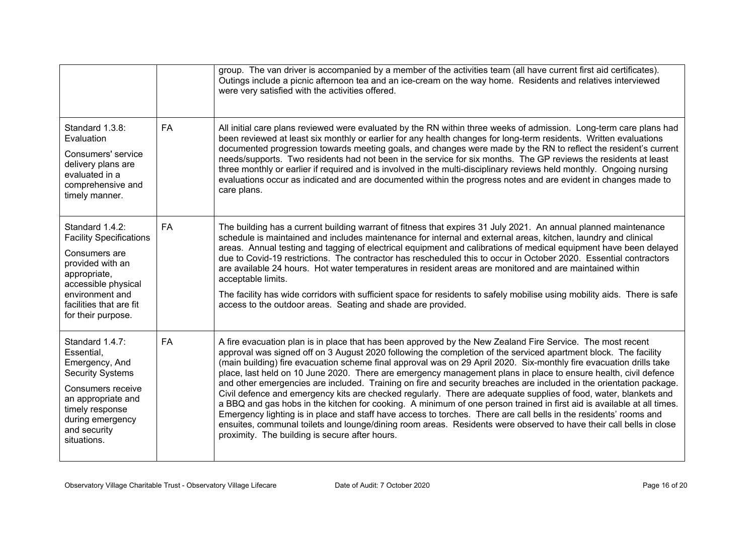| | | |
|---|---|---|
| | | group. The van driver is accompanied by a member of the activities team (all have current first aid certificates). Outings include a picnic afternoon tea and an ice-cream on the way home. Residents and relatives interviewed were very satisfied with the activities offered. |
| Standard 1.3.8: Evaluation<br><br>Consumers' service delivery plans are evaluated in a comprehensive and timely manner. | FA | All initial care plans reviewed were evaluated by the RN within three weeks of admission. Long-term care plans had been reviewed at least six monthly or earlier for any health changes for long-term residents. Written evaluations documented progression towards meeting goals, and changes were made by the RN to reflect the resident's current needs/supports. Two residents had not been in the service for six months. The GP reviews the residents at least three monthly or earlier if required and is involved in the multi-disciplinary reviews held monthly. Ongoing nursing evaluations occur as indicated and are documented within the progress notes and are evident in changes made to care plans. |
| Standard 1.4.2: Facility Specifications<br><br>Consumers are provided with an appropriate, accessible physical environment and facilities that are fit for their purpose. | FA | The building has a current building warrant of fitness that expires 31 July 2021. An annual planned maintenance schedule is maintained and includes maintenance for internal and external areas, kitchen, laundry and clinical areas. Annual testing and tagging of electrical equipment and calibrations of medical equipment have been delayed due to Covid-19 restrictions. The contractor has rescheduled this to occur in October 2020. Essential contractors are available 24 hours. Hot water temperatures in resident areas are monitored and are maintained within acceptable limits.<br><br>The facility has wide corridors with sufficient space for residents to safely mobilise using mobility aids. There is safe access to the outdoor areas. Seating and shade are provided. |
| Standard 1.4.7: Essential, Emergency, And Security Systems<br><br>Consumers receive an appropriate and timely response during emergency and security situations. | FA | A fire evacuation plan is in place that has been approved by the New Zealand Fire Service. The most recent approval was signed off on 3 August 2020 following the completion of the serviced apartment block. The facility (main building) fire evacuation scheme final approval was on 29 April 2020. Six-monthly fire evacuation drills take place, last held on 10 June 2020. There are emergency management plans in place to ensure health, civil defence and other emergencies are included. Training on fire and security breaches are included in the orientation package. Civil defence and emergency kits are checked regularly. There are adequate supplies of food, water, blankets and a BBQ and gas hobs in the kitchen for cooking. A minimum of one person trained in first aid is available at all times. Emergency lighting is in place and staff have access to torches. There are call bells in the residents' rooms and ensuites, communal toilets and lounge/dining room areas. Residents were observed to have their call bells in close proximity. The building is secure after hours. |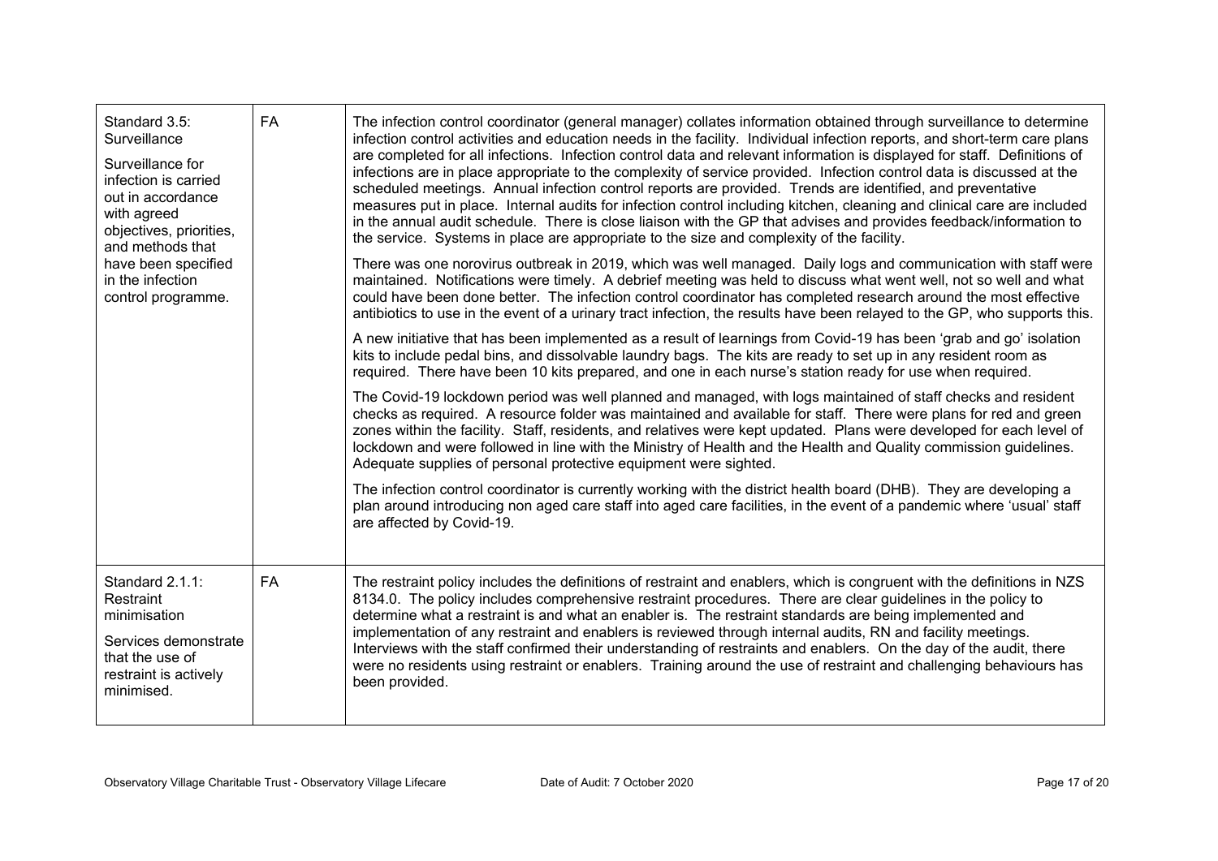| | | |
|---|---|---|
| Standard 3.5: Surveillance<br><br>Surveillance for infection is carried out in accordance with agreed objectives, priorities, and methods that have been specified in the infection control programme. | FA | The infection control coordinator (general manager) collates information obtained through surveillance to determine infection control activities and education needs in the facility. Individual infection reports, and short-term care plans are completed for all infections. Infection control data and relevant information is displayed for staff. Definitions of infections are in place appropriate to the complexity of service provided. Infection control data is discussed at the scheduled meetings. Annual infection control reports are provided. Trends are identified, and preventative measures put in place. Internal audits for infection control including kitchen, cleaning and clinical care are included in the annual audit schedule. There is close liaison with the GP that advises and provides feedback/information to the service. Systems in place are appropriate to the size and complexity of the facility.<br><br>There was one norovirus outbreak in 2019, which was well managed. Daily logs and communication with staff were maintained. Notifications were timely. A debrief meeting was held to discuss what went well, not so well and what could have been done better. The infection control coordinator has completed research around the most effective antibiotics to use in the event of a urinary tract infection, the results have been relayed to the GP, who supports this.<br><br>A new initiative that has been implemented as a result of learnings from Covid-19 has been 'grab and go' isolation kits to include pedal bins, and dissolvable laundry bags. The kits are ready to set up in any resident room as required. There have been 10 kits prepared, and one in each nurse's station ready for use when required.<br><br>The Covid-19 lockdown period was well planned and managed, with logs maintained of staff checks and resident checks as required. A resource folder was maintained and available for staff. There were plans for red and green zones within the facility. Staff, residents, and relatives were kept updated. Plans were developed for each level of lockdown and were followed in line with the Ministry of Health and the Health and Quality commission guidelines. Adequate supplies of personal protective equipment were sighted.<br><br>The infection control coordinator is currently working with the district health board (DHB). They are developing a plan around introducing non aged care staff into aged care facilities, in the event of a pandemic where 'usual' staff are affected by Covid-19. |
| Standard 2.1.1: Restraint minimisation<br><br>Services demonstrate that the use of restraint is actively minimised. | FA | The restraint policy includes the definitions of restraint and enablers, which is congruent with the definitions in NZS 8134.0. The policy includes comprehensive restraint procedures. There are clear guidelines in the policy to determine what a restraint is and what an enabler is. The restraint standards are being implemented and implementation of any restraint and enablers is reviewed through internal audits, RN and facility meetings. Interviews with the staff confirmed their understanding of restraints and enablers. On the day of the audit, there were no residents using restraint or enablers. Training around the use of restraint and challenging behaviours has been provided. |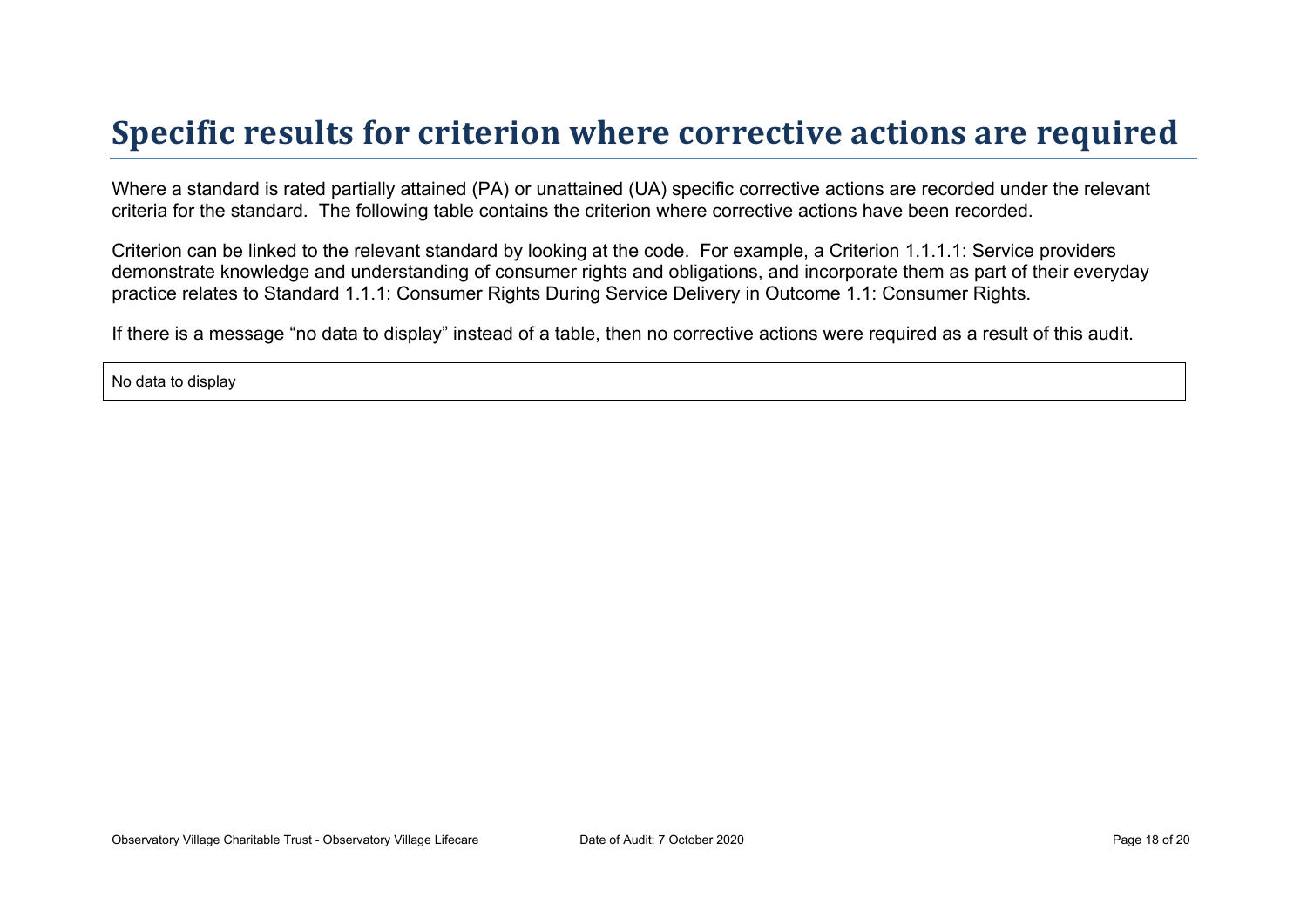# Specific results for criterion where corrective actions are required

Where a standard is rated partially attained (PA) or unattained (UA) specific corrective actions are recorded under the relevant criteria for the standard. The following table contains the criterion where corrective actions have been recorded.

Criterion can be linked to the relevant standard by looking at the code. For example, a Criterion 1.1.1.1: Service providers demonstrate knowledge and understanding of consumer rights and obligations, and incorporate them as part of their everyday practice relates to Standard 1.1.1: Consumer Rights During Service Delivery in Outcome 1.1: Consumer Rights.

If there is a message “no data to display” instead of a table, then no corrective actions were required as a result of this audit.

| No data to display |
|---|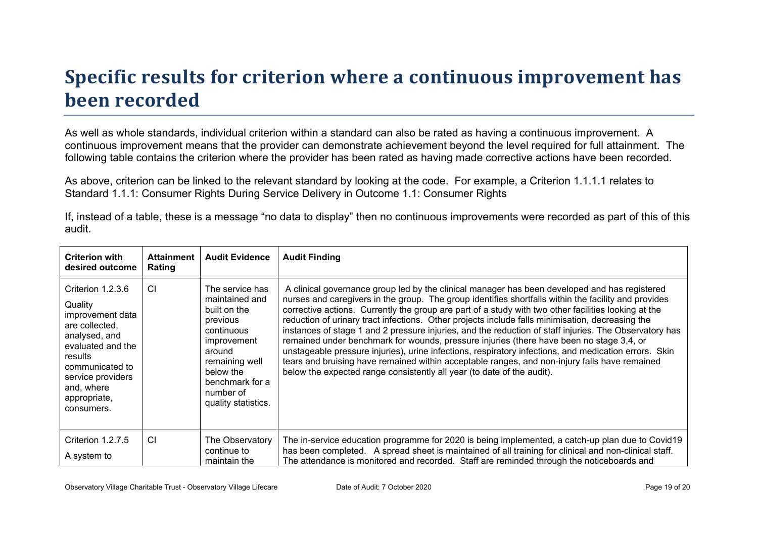# Specific results for criterion where a continuous improvement has been recorded

As well as whole standards, individual criterion within a standard can also be rated as having a continuous improvement. A continuous improvement means that the provider can demonstrate achievement beyond the level required for full attainment. The following table contains the criterion where the provider has been rated as having made corrective actions have been recorded.

As above, criterion can be linked to the relevant standard by looking at the code. For example, a Criterion 1.1.1.1 relates to Standard 1.1.1: Consumer Rights During Service Delivery in Outcome 1.1: Consumer Rights

If, instead of a table, these is a message "no data to display" then no continuous improvements were recorded as part of this of this audit.

| Criterion with desired outcome | Attainment Rating | Audit Evidence | Audit Finding |
|---|---|---|---|
| Criterion 1.2.3.6<br><br>Quality improvement data are collected, analysed, and evaluated and the results communicated to service providers and, where appropriate, consumers. | CI | The service has maintained and built on the previous continuous improvement around remaining well below the benchmark for a number of quality statistics. | A clinical governance group led by the clinical manager has been developed and has registered nurses and caregivers in the group. The group identifies shortfalls within the facility and provides corrective actions. Currently the group are part of a study with two other facilities looking at the reduction of urinary tract infections. Other projects include falls minimisation, decreasing the instances of stage 1 and 2 pressure injuries, and the reduction of staff injuries. The Observatory has remained under benchmark for wounds, pressure injuries (there have been no stage 3,4, or unstageable pressure injuries), urine infections, respiratory infections, and medication errors. Skin tears and bruising have remained within acceptable ranges, and non-injury falls have remained below the expected range consistently all year (to date of the audit). |
| Criterion 1.2.7.5<br><br>A system to | CI | The Observatory continue to maintain the | The in-service education programme for 2020 is being implemented, a catch-up plan due to Covid19 has been completed. A spread sheet is maintained of all training for clinical and non-clinical staff. The attendance is monitored and recorded. Staff are reminded through the noticeboards and |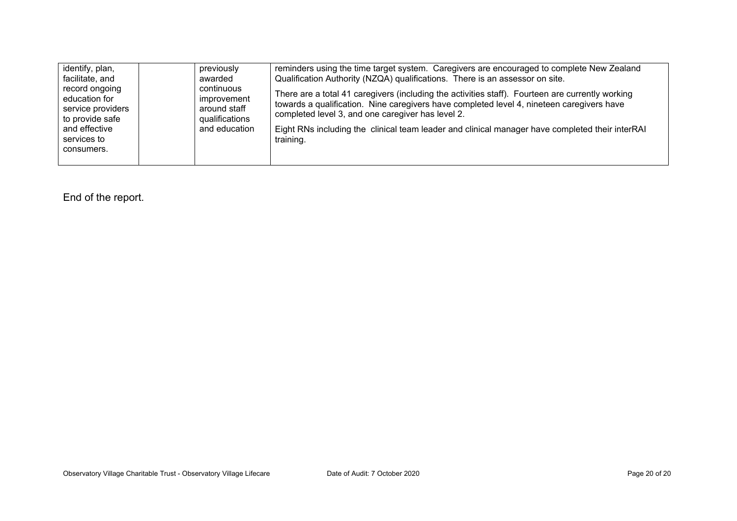| | | | |
|---|---|---|---|
| identify, plan, facilitate, and record ongoing education for service providers to provide safe and effective services to consumers. | | previously awarded continuous improvement around staff qualifications and education | reminders using the time target system. Caregivers are encouraged to complete New Zealand Qualification Authority (NZQA) qualifications. There is an assessor on site.<br><br>There are a total 41 caregivers (including the activities staff). Fourteen are currently working towards a qualification. Nine caregivers have completed level 4, nineteen caregivers have completed level 3, and one caregiver has level 2.<br><br>Eight RNs including the clinical team leader and clinical manager have completed their interRAI training. |

End of the report.